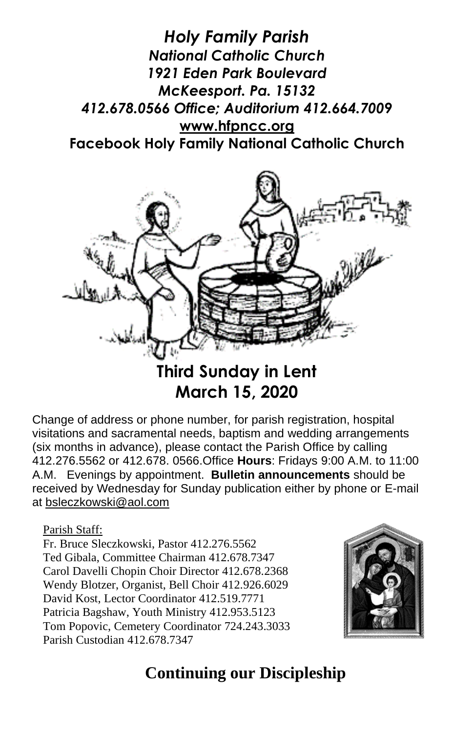# *Holy Family Parish*

***National Catholic Church***
***1921 Eden Park Boulevard***
***McKeesport. Pa. 15132***
***412.678.0566 Office; Auditorium 412.664.7009***
**www.hfpncc.org**
**Facebook Holy Family National Catholic Church**

## Third Sunday in Lent
## March 15, 2020

Change of address or phone number, for parish registration, hospital visitations and sacramental needs, baptism and wedding arrangements (six months in advance), please contact the Parish Office by calling 412.276.5562 or 412.678. 0566.Office **Hours**: Fridays 9:00 A.M. to 11:00 A.M. Evenings by appointment. **Bulletin announcements** should be received by Wednesday for Sunday publication either by phone or E-mail at bsleczkowski@aol.com

Parish Staff:
Fr. Bruce Sleczkowski, Pastor 412.276.5562
Ted Gibala, Committee Chairman 412.678.7347
Carol Davelli Chopin Choir Director 412.678.2368
Wendy Blotzer, Organist, Bell Choir 412.926.6029
David Kost, Lector Coordinator 412.519.7771
Patricia Bagshaw, Youth Ministry 412.953.5123
Tom Popovic, Cemetery Coordinator 724.243.3033
Parish Custodian 412.678.7347

## Continuing our Discipleship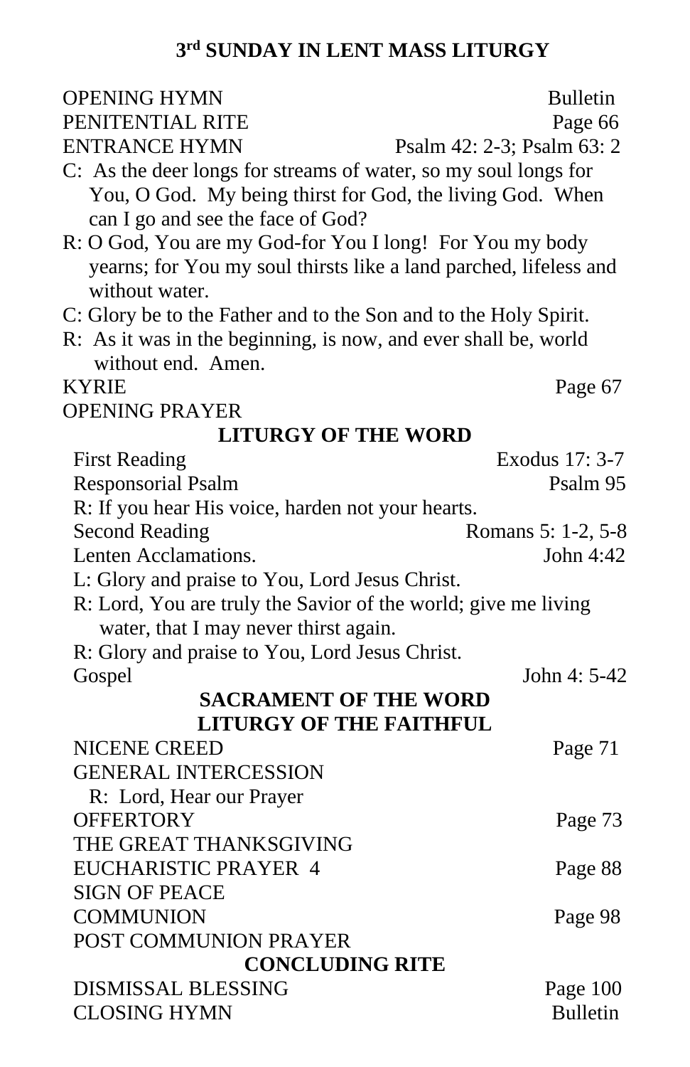# 3rd SUNDAY IN LENT MASS LITURGY

OPENING HYMN — Bulletin
PENITENTIAL RITE — Page 66
ENTRANCE HYMN — Psalm 42: 2-3; Psalm 63: 2

C: As the deer longs for streams of water, so my soul longs for You, O God. My being thirst for God, the living God. When can I go and see the face of God?

R: O God, You are my God-for You I long! For You my body yearns; for You my soul thirsts like a land parched, lifeless and without water.

C: Glory be to the Father and to the Son and to the Holy Spirit.

R: As it was in the beginning, is now, and ever shall be, world without end. Amen.

KYRIE — Page 67
OPENING PRAYER

## LITURGY OF THE WORD

First Reading — Exodus 17: 3-7
Responsorial Psalm — Psalm 95

R: If you hear His voice, harden not your hearts.

Second Reading — Romans 5: 1-2, 5-8
Lenten Acclamations. — John 4:42

L: Glory and praise to You, Lord Jesus Christ.

R: Lord, You are truly the Savior of the world; give me living water, that I may never thirst again.

R: Glory and praise to You, Lord Jesus Christ.

Gospel — John 4: 5-42

## SACRAMENT OF THE WORD

## LITURGY OF THE FAITHFUL

NICENE CREED — Page 71
GENERAL INTERCESSION

R: Lord, Hear our Prayer

OFFERTORY — Page 73
THE GREAT THANKSGIVING
EUCHARISTIC PRAYER 4 — Page 88
SIGN OF PEACE
COMMUNION — Page 98
POST COMMUNION PRAYER

## CONCLUDING RITE

DISMISSAL BLESSING — Page 100
CLOSING HYMN — Bulletin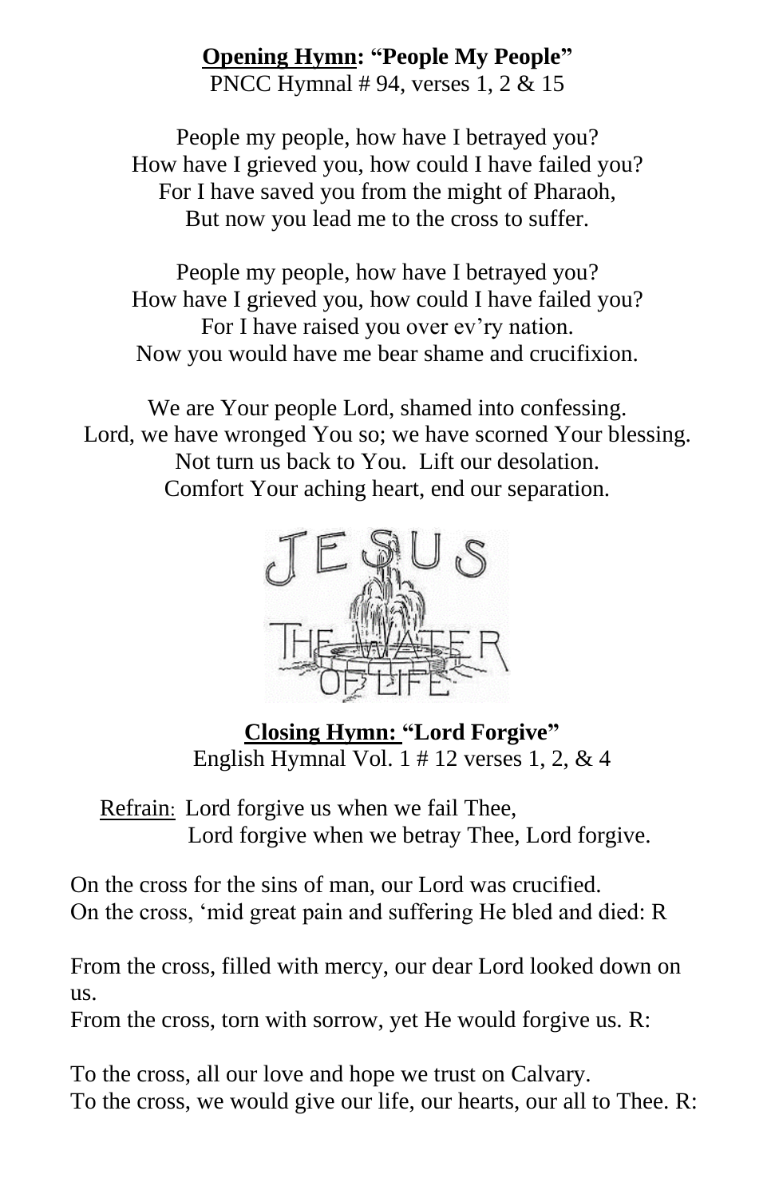**<u>Opening Hymn</u>: "People My People"**

PNCC Hymnal # 94, verses 1, 2 & 15

People my people, how have I betrayed you?
How have I grieved you, how could I have failed you?
For I have saved you from the might of Pharaoh,
But now you lead me to the cross to suffer.

People my people, how have I betrayed you?
How have I grieved you, how could I have failed you?
For I have raised you over ev'ry nation.
Now you would have me bear shame and crucifixion.

We are Your people Lord, shamed into confessing.
Lord, we have wronged You so; we have scorned Your blessing.
Not turn us back to You. Lift our desolation.
Comfort Your aching heart, end our separation.

JESUS THE WATER OF LIFE

**<u>Closing Hymn:</u> "Lord Forgive"**

English Hymnal Vol. 1 # 12 verses 1, 2, & 4

<u>Refrain</u>: Lord forgive us when we fail Thee,
Lord forgive when we betray Thee, Lord forgive.

On the cross for the sins of man, our Lord was crucified.
On the cross, 'mid great pain and suffering He bled and died: R

From the cross, filled with mercy, our dear Lord looked down on us.
From the cross, torn with sorrow, yet He would forgive us. R:

To the cross, all our love and hope we trust on Calvary.
To the cross, we would give our life, our hearts, our all to Thee. R: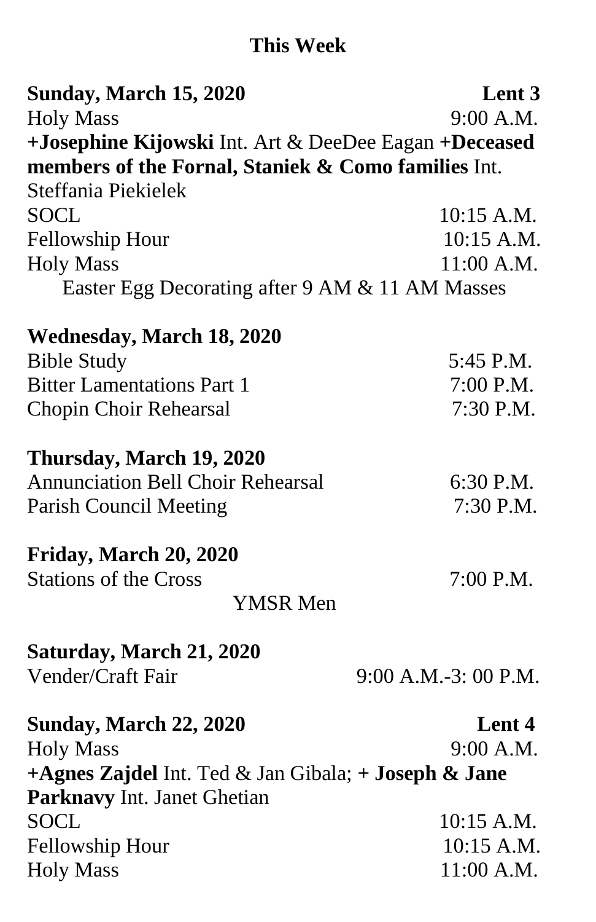## This Week

**Sunday, March 15, 2020** **Lent 3**

Holy Mass 9:00 A.M.

**+Josephine Kijowski** Int. Art & DeeDee Eagan **+Deceased members of the Fornal, Staniek & Como families** Int. Steffania Piekielek

SOCL 10:15 A.M.

Fellowship Hour 10:15 A.M.

Holy Mass 11:00 A.M.

Easter Egg Decorating after 9 AM & 11 AM Masses

**Wednesday, March 18, 2020**

Bible Study 5:45 P.M.

Bitter Lamentations Part 1 7:00 P.M.

Chopin Choir Rehearsal 7:30 P.M.

**Thursday, March 19, 2020**

Annunciation Bell Choir Rehearsal 6:30 P.M.

Parish Council Meeting 7:30 P.M.

**Friday, March 20, 2020**

Stations of the Cross 7:00 P.M.

YMSR Men

**Saturday, March 21, 2020**

Vender/Craft Fair 9:00 A.M.-3: 00 P.M.

**Sunday, March 22, 2020** **Lent 4**

Holy Mass 9:00 A.M.

**+Agnes Zajdel** Int. Ted & Jan Gibala; **+ Joseph & Jane Parknavy** Int. Janet Ghetian

SOCL 10:15 A.M.

Fellowship Hour 10:15 A.M.

Holy Mass 11:00 A.M.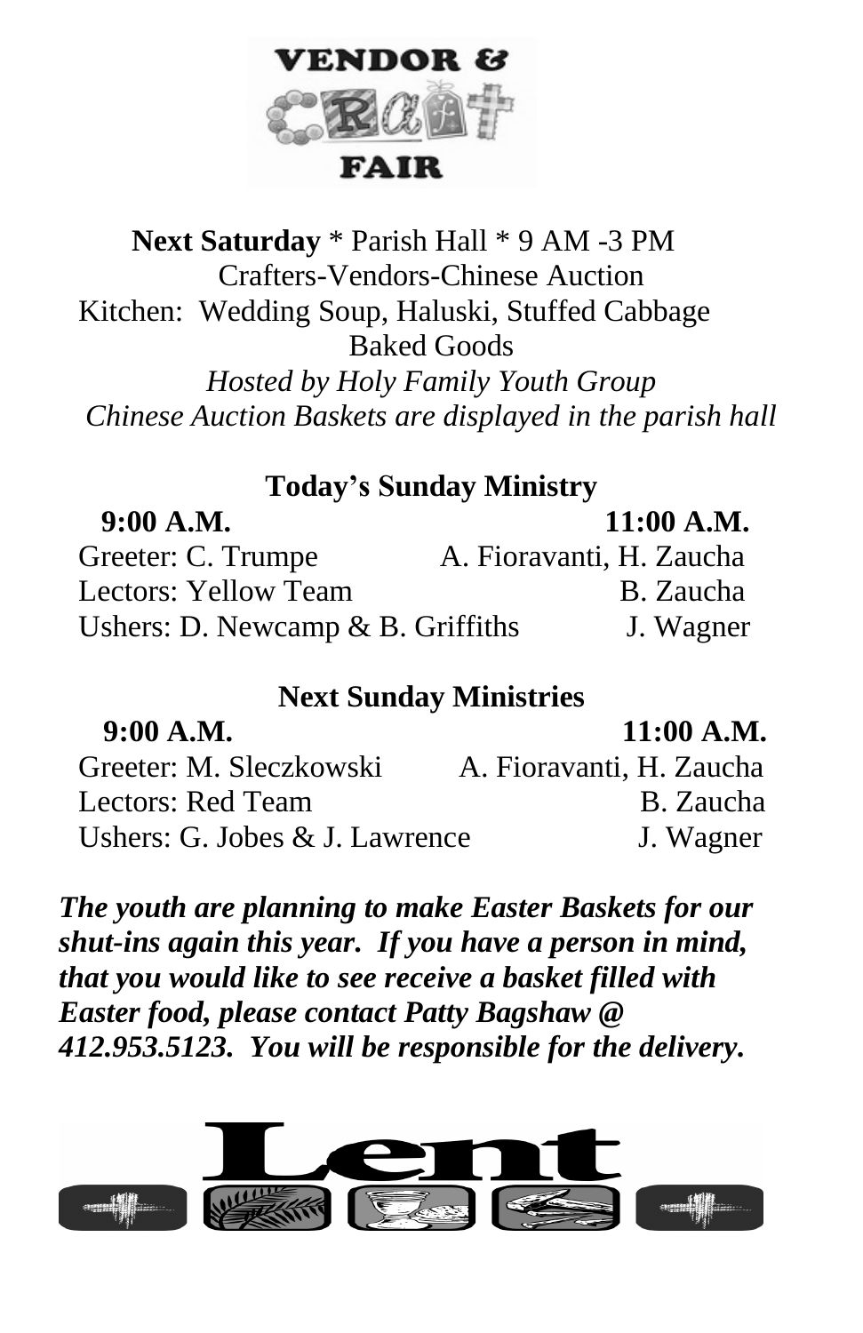# VENDOR & CRAFT FAIR

**Next Saturday** * Parish Hall * 9 AM -3 PM
Crafters-Vendors-Chinese Auction
Kitchen: Wedding Soup, Haluski, Stuffed Cabbage
Baked Goods
*Hosted by Holy Family Youth Group*
*Chinese Auction Baskets are displayed in the parish hall*

## Today's Sunday Ministry

| | **9:00 A.M.** | **11:00 A.M.** |
|---|---|---|
| Greeter | C. Trumpe | A. Fioravanti, H. Zaucha |
| Lectors | Yellow Team | B. Zaucha |
| Ushers | D. Newcamp & B. Griffiths | J. Wagner |

## Next Sunday Ministries

| | **9:00 A.M.** | **11:00 A.M.** |
|---|---|---|
| Greeter | M. Sleczkowski | A. Fioravanti, H. Zaucha |
| Lectors | Red Team | B. Zaucha |
| Ushers | G. Jobes & J. Lawrence | J. Wagner |

***The youth are planning to make Easter Baskets for our shut-ins again this year. If you have a person in mind, that you would like to see receive a basket filled with Easter food, please contact Patty Bagshaw @ 412.953.5123. You will be responsible for the delivery.***

# Lent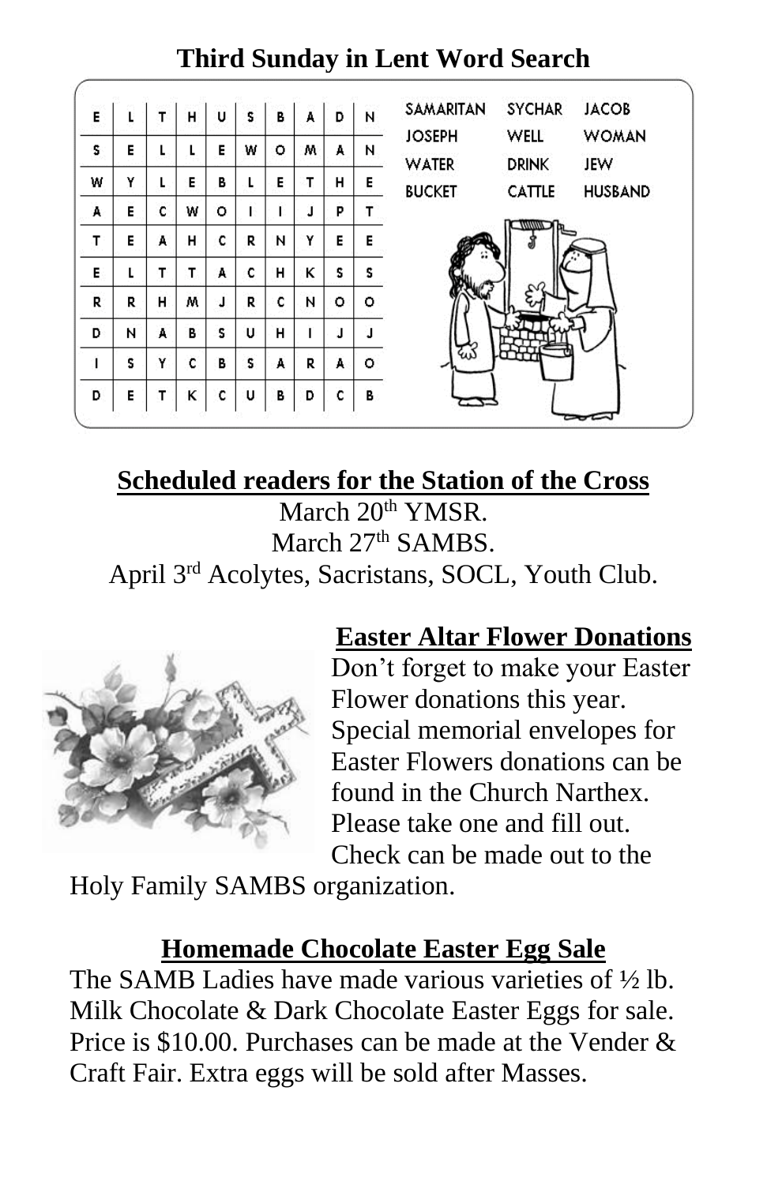## Third Sunday in Lent Word Search

| | | | | | | | | | |
|---|---|---|---|---|---|---|---|---|---|
| E | L | T | H | U | S | B | A | D | N |
| S | E | L | L | E | W | O | M | A | N |
| W | Y | L | E | B | L | E | T | H | E |
| A | E | C | W | O | I | I | J | P | T |
| T | E | A | H | C | R | N | Y | E | E |
| E | L | T | T | A | C | H | K | S | S |
| R | R | H | M | J | R | C | N | O | O |
| D | N | A | B | S | U | H | I | J | J |
| I | S | Y | C | B | S | A | R | A | O |
| D | E | T | K | C | U | B | D | C | B |

SAMARITAN, SYCHAR, JACOB, JOSEPH, WELL, WOMAN, WATER, DRINK, JEW, BUCKET, CATTLE, HUSBAND

## Scheduled readers for the Station of the Cross

March 20th YMSR.
March 27th SAMBS.
April 3rd Acolytes, Sacristans, SOCL, Youth Club.

## Easter Altar Flower Donations

Don't forget to make your Easter Flower donations this year. Special memorial envelopes for Easter Flowers donations can be found in the Church Narthex. Please take one and fill out. Check can be made out to the Holy Family SAMBS organization.

## Homemade Chocolate Easter Egg Sale

The SAMB Ladies have made various varieties of ½ lb. Milk Chocolate & Dark Chocolate Easter Eggs for sale. Price is $10.00. Purchases can be made at the Vender & Craft Fair. Extra eggs will be sold after Masses.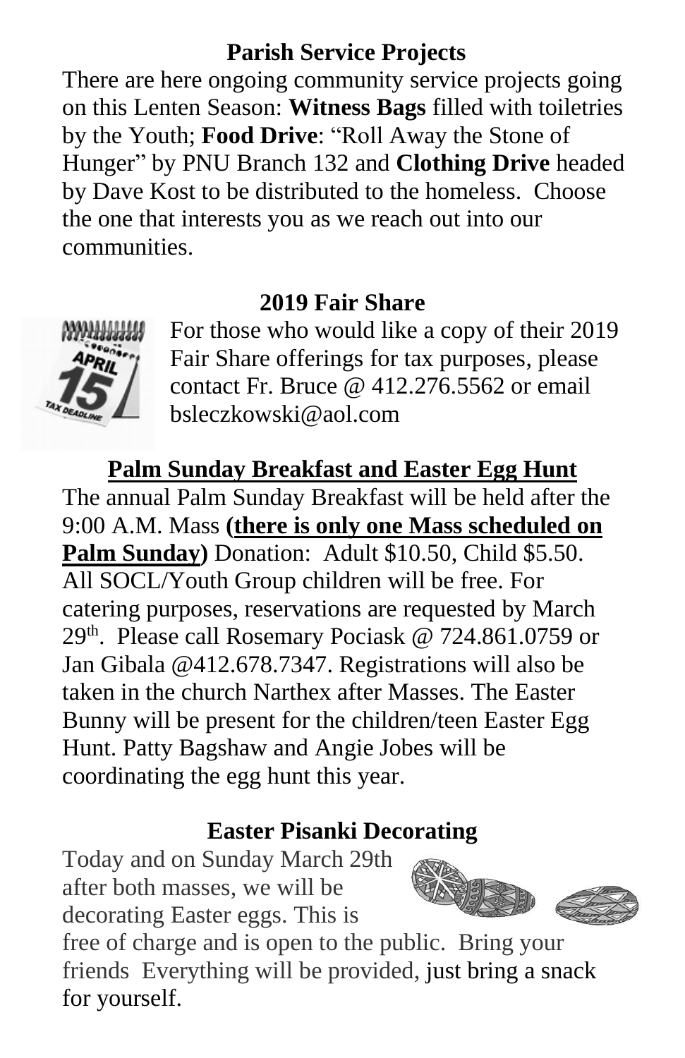## Parish Service Projects

There are here ongoing community service projects going on this Lenten Season: **Witness Bags** filled with toiletries by the Youth; **Food Drive**: "Roll Away the Stone of Hunger" by PNU Branch 132 and **Clothing Drive** headed by Dave Kost to be distributed to the homeless. Choose the one that interests you as we reach out into our communities.

## 2019 Fair Share

For those who would like a copy of their 2019 Fair Share offerings for tax purposes, please contact Fr. Bruce @ 412.276.5562 or email bsleczkowski@aol.com

## Palm Sunday Breakfast and Easter Egg Hunt

The annual Palm Sunday Breakfast will be held after the 9:00 A.M. Mass **(there is only one Mass scheduled on Palm Sunday)** Donation: Adult $10.50, Child $5.50. All SOCL/Youth Group children will be free. For catering purposes, reservations are requested by March 29th. Please call Rosemary Pociask @ 724.861.0759 or Jan Gibala @412.678.7347. Registrations will also be taken in the church Narthex after Masses. The Easter Bunny will be present for the children/teen Easter Egg Hunt. Patty Bagshaw and Angie Jobes will be coordinating the egg hunt this year.

## Easter Pisanki Decorating

Today and on Sunday March 29th after both masses, we will be decorating Easter eggs. This is free of charge and is open to the public. Bring your friends Everything will be provided, just bring a snack for yourself.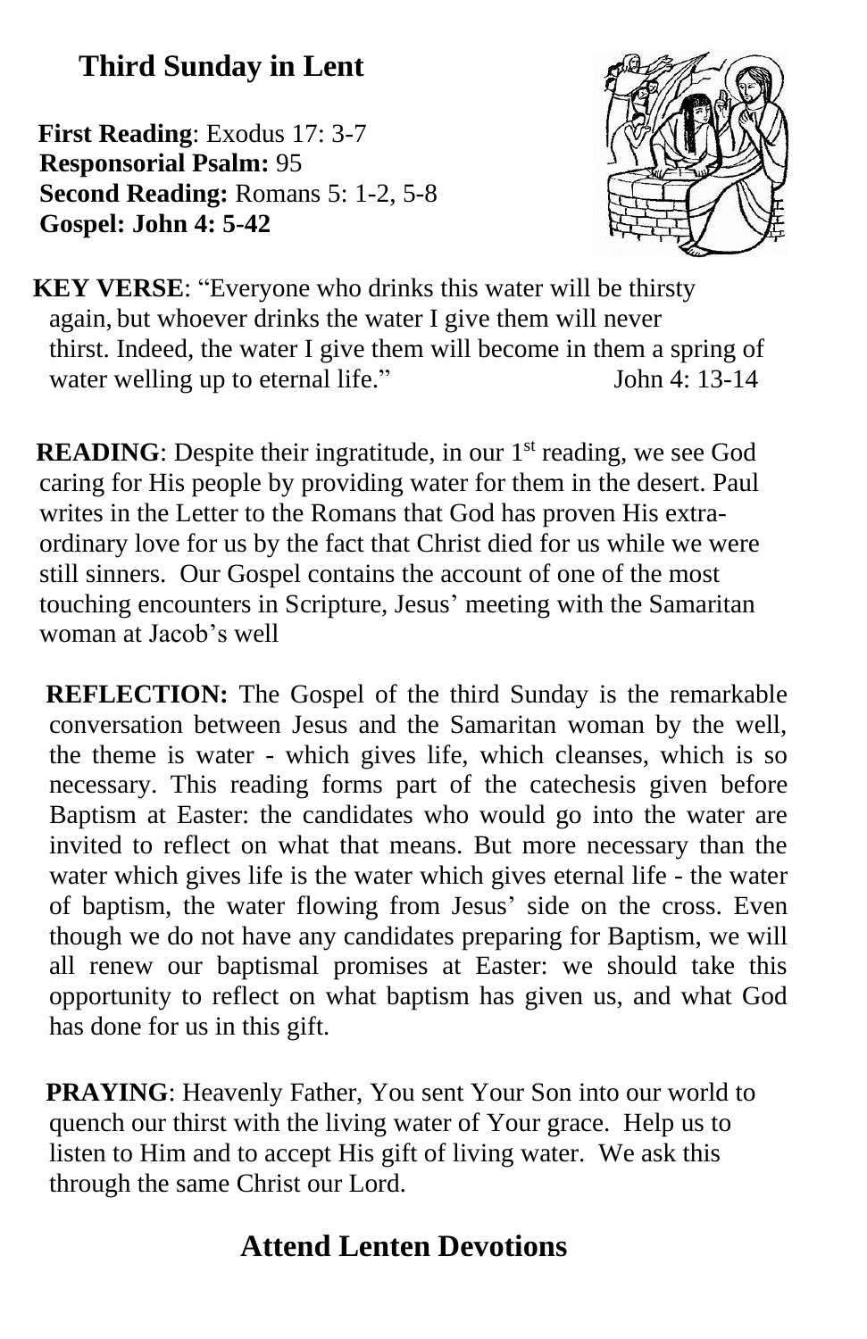# Third Sunday in Lent

**First Reading**: Exodus 17: 3-7
**Responsorial Psalm:** 95
**Second Reading:** Romans 5: 1-2, 5-8
**Gospel: John 4: 5-42**

**KEY VERSE**: "Everyone who drinks this water will be thirsty again, but whoever drinks the water I give them will never thirst. Indeed, the water I give them will become in them a spring of water welling up to eternal life." John 4: 13-14

**READING**: Despite their ingratitude, in our 1st reading, we see God caring for His people by providing water for them in the desert. Paul writes in the Letter to the Romans that God has proven His extra-ordinary love for us by the fact that Christ died for us while we were still sinners. Our Gospel contains the account of one of the most touching encounters in Scripture, Jesus' meeting with the Samaritan woman at Jacob's well

**REFLECTION:** The Gospel of the third Sunday is the remarkable conversation between Jesus and the Samaritan woman by the well, the theme is water - which gives life, which cleanses, which is so necessary. This reading forms part of the catechesis given before Baptism at Easter: the candidates who would go into the water are invited to reflect on what that means. But more necessary than the water which gives life is the water which gives eternal life - the water of baptism, the water flowing from Jesus' side on the cross. Even though we do not have any candidates preparing for Baptism, we will all renew our baptismal promises at Easter: we should take this opportunity to reflect on what baptism has given us, and what God has done for us in this gift.

**PRAYING**: Heavenly Father, You sent Your Son into our world to quench our thirst with the living water of Your grace. Help us to listen to Him and to accept His gift of living water. We ask this through the same Christ our Lord.

## Attend Lenten Devotions